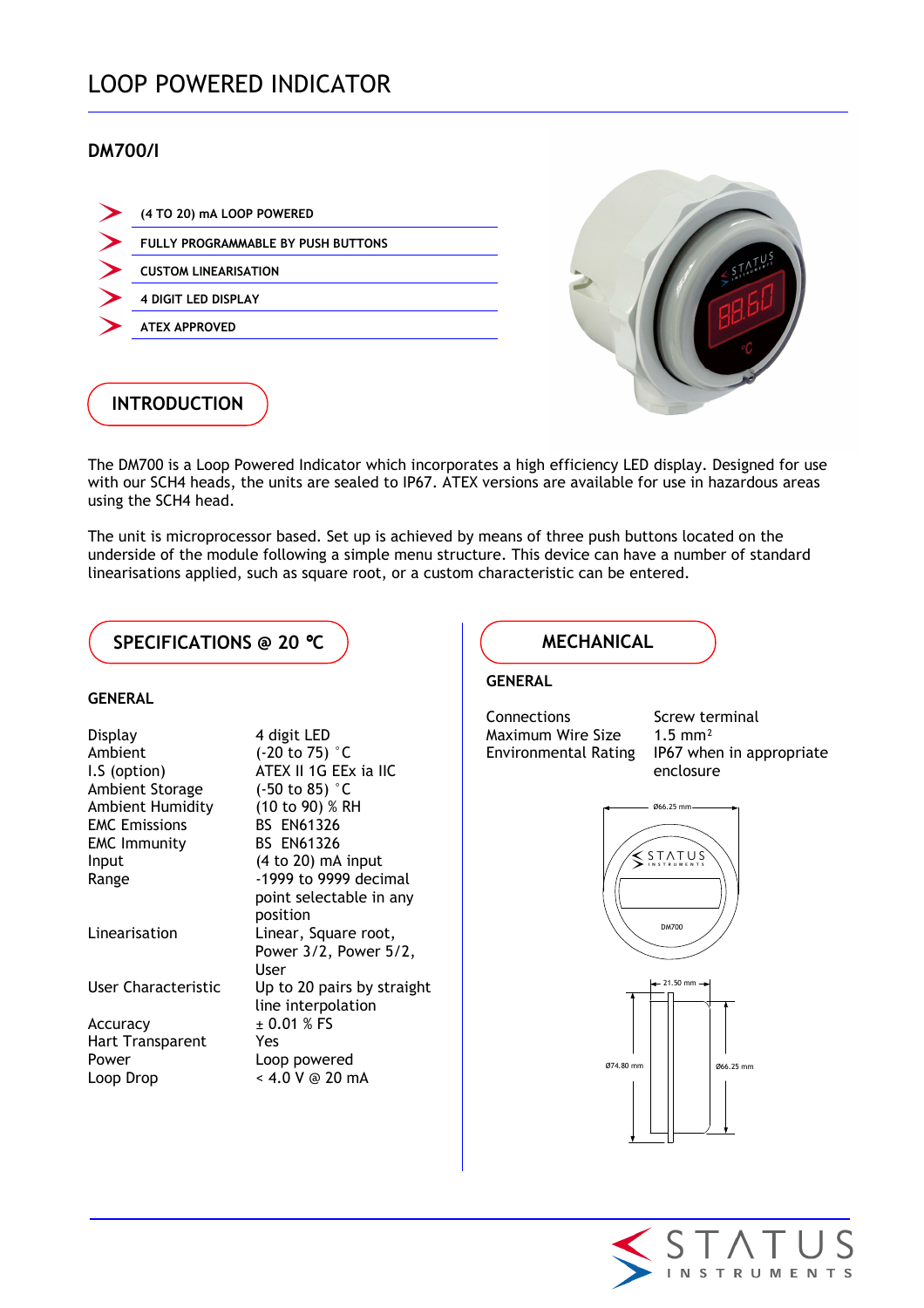#  LOOP POWERED INDICATOR

## DM700/I

- (4 TO 20) mA LOOP POWERED
- FULLY PROGRAMMABLE BY PUSH BUTTONS
- CUSTOM LINEARISATION
- 4 DIGIT LED DISPLAY
- ATEX APPROVED

## INTRODUCTION

The DM700 is a Loop Powered Indicator which incorporates a high efficiency LED display. Designed for use with our SCH4 heads, the units are sealed to IP67. ATEX versions are available for use in hazardous areas using the SCH4 head.

The unit is microprocessor based. Set up is achieved by means of three push buttons located on the underside of the module following a simple menu structure. This device can have a number of standard linearisations applied, such as square root, or a custom characteristic can be entered.

## SPECIFICATIONS @ 20 °C

### GENERAL

| | |
|---|---|
| Display | 4 digit LED |
| Ambient | (-20 to 75) °C |
| I.S (option) | ATEX II 1G EEx ia IIC |
| Ambient Storage | (-50 to 85) °C |
| Ambient Humidity | (10 to 90) % RH |
| EMC Emissions | BS EN61326 |
| EMC Immunity | BS EN61326 |
| Input | (4 to 20) mA input |
| Range | -1999 to 9999 decimal point selectable in any position |
| Linearisation | Linear, Square root, Power 3/2, Power 5/2, User |
| User Characteristic | Up to 20 pairs by straight line interpolation |
| Accuracy | ± 0.01 % FS |
| Hart Transparent | Yes |
| Power | Loop powered |
| Loop Drop | < 4.0 V @ 20 mA |

## MECHANICAL

### GENERAL

| | |
|---|---|
| Connections | Screw terminal |
| Maximum Wire Size | 1.5 mm² |
| Environmental Rating | IP67 when in appropriate enclosure |

Ø66.25 mm

STATUS INSTRUMENTS

DM700

21.50 mm

Ø74.80 mm

Ø66.25 mm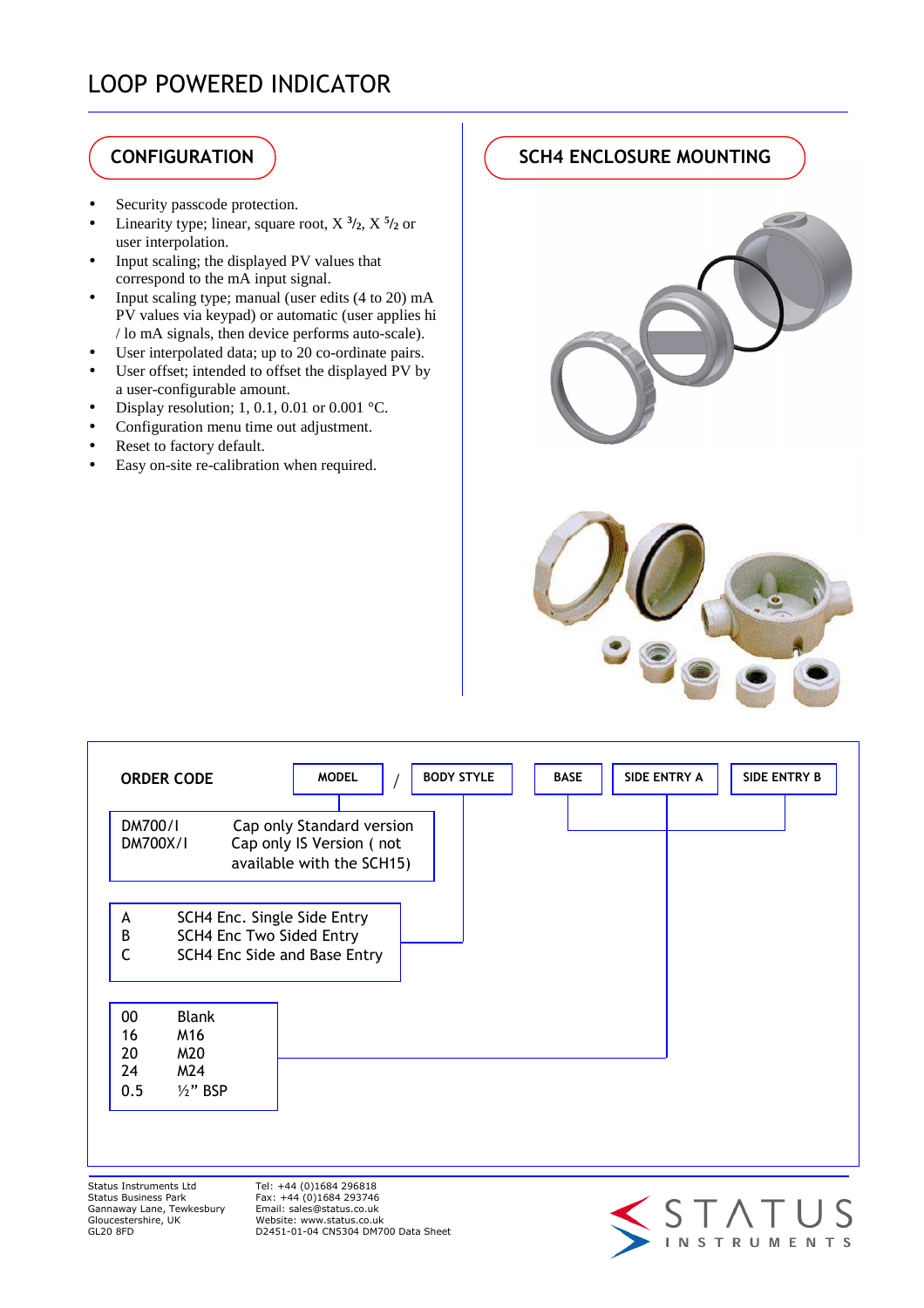# LOOP POWERED INDICATOR

## CONFIGURATION

- Security passcode protection.
- Linearity type; linear, square root, X $^3/_2$, X $^5/_2$ or user interpolation.
- Input scaling; the displayed PV values that correspond to the mA input signal.
- Input scaling type; manual (user edits (4 to 20) mA PV values via keypad) or automatic (user applies hi / lo mA signals, then device performs auto-scale).
- User interpolated data; up to 20 co-ordinate pairs.
- User offset; intended to offset the displayed PV by a user-configurable amount.
- Display resolution; 1, 0.1, 0.01 or 0.001 °C.
- Configuration menu time out adjustment.
- Reset to factory default.
- Easy on-site re-calibration when required.

## SCH4 ENCLOSURE MOUNTING

## ORDER CODE

MODEL / BODY STYLE | BASE | SIDE ENTRY A | SIDE ENTRY B

| | |
|---|---|
| DM700/I | Cap only Standard version |
| DM700X/I | Cap only IS Version ( not available with the SCH15) |

| | |
|---|---|
| A | SCH4 Enc. Single Side Entry |
| B | SCH4 Enc Two Sided Entry |
| C | SCH4 Enc Side and Base Entry |

| | |
|---|---|
| 00 | Blank |
| 16 | M16 |
| 20 | M20 |
| 24 | M24 |
| 0.5 | ½" BSP |

Status Instruments Ltd
Status Business Park
Gannaway Lane, Tewkesbury
Gloucestershire, UK
GL20 8FD

Tel: +44 (0)1684 296818
Fax: +44 (0)1684 293746
Email: sales@status.co.uk
Website: www.status.co.uk
D2451-01-04 CN5304 DM700 Data Sheet

STATUS INSTRUMENTS